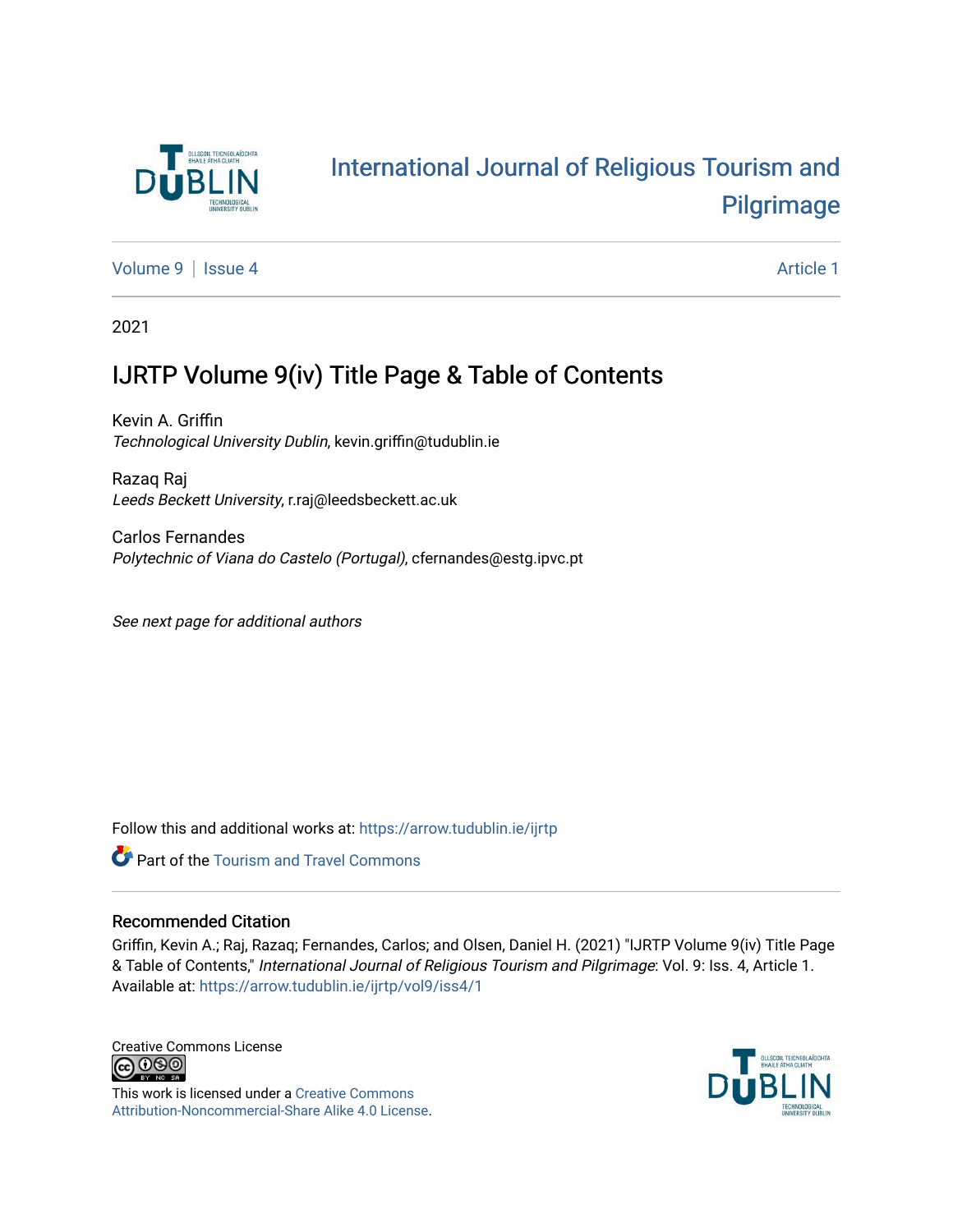# International Journal of Religious Tourism and Pilgrimage

Volume 9 | Issue 4 — Article 1

2021

## IJRTP Volume 9(iv) Title Page & Table of Contents

Kevin A. Griffin
*Technological University Dublin*, kevin.griffin@tudublin.ie

Razaq Raj
*Leeds Beckett University*, r.raj@leedsbeckett.ac.uk

Carlos Fernandes
*Polytechnic of Viana do Castelo (Portugal)*, cfernandes@estg.ipvc.pt

*See next page for additional authors*

Follow this and additional works at: https://arrow.tudublin.ie/ijrtp

Part of the Tourism and Travel Commons

### Recommended Citation

Griffin, Kevin A.; Raj, Razaq; Fernandes, Carlos; and Olsen, Daniel H. (2021) "IJRTP Volume 9(iv) Title Page & Table of Contents," *International Journal of Religious Tourism and Pilgrimage*: Vol. 9: Iss. 4, Article 1.
Available at: https://arrow.tudublin.ie/ijrtp/vol9/iss4/1

Creative Commons License

This work is licensed under a Creative Commons Attribution-Noncommercial-Share Alike 4.0 License.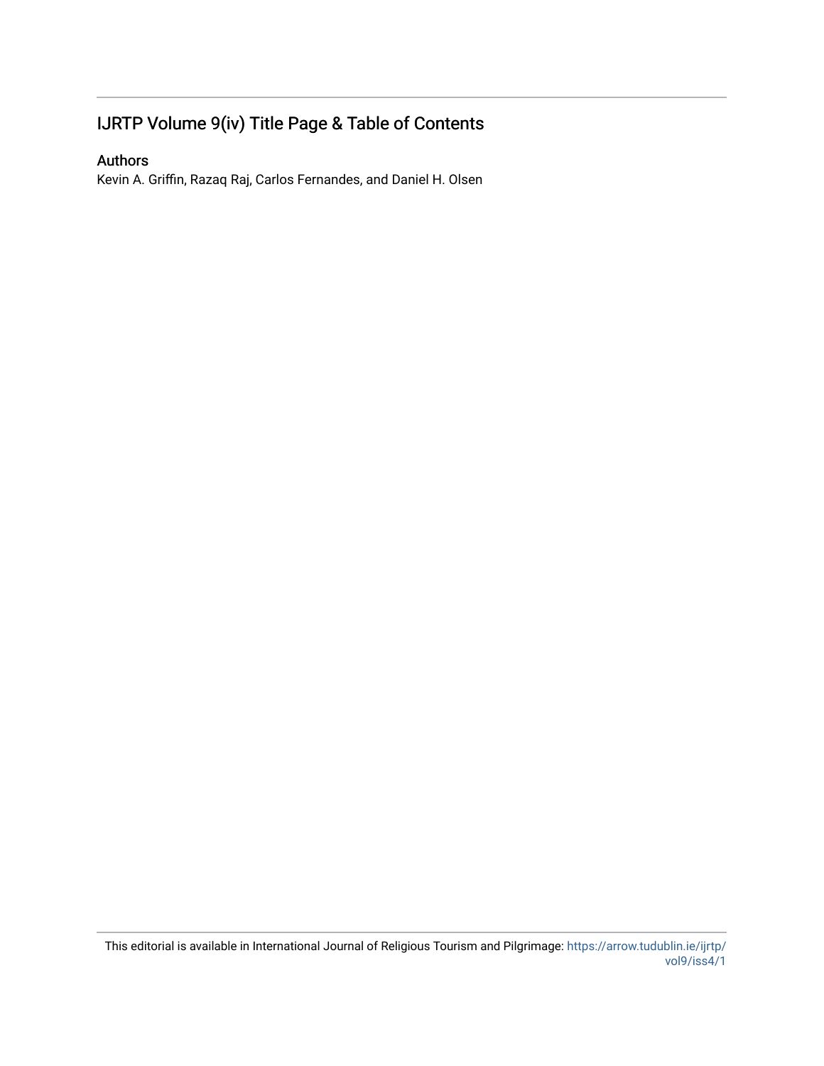# IJRTP Volume 9(iv) Title Page & Table of Contents

## Authors

Kevin A. Griffin, Razaq Raj, Carlos Fernandes, and Daniel H. Olsen

This editorial is available in International Journal of Religious Tourism and Pilgrimage: https://arrow.tudublin.ie/ijrtp/vol9/iss4/1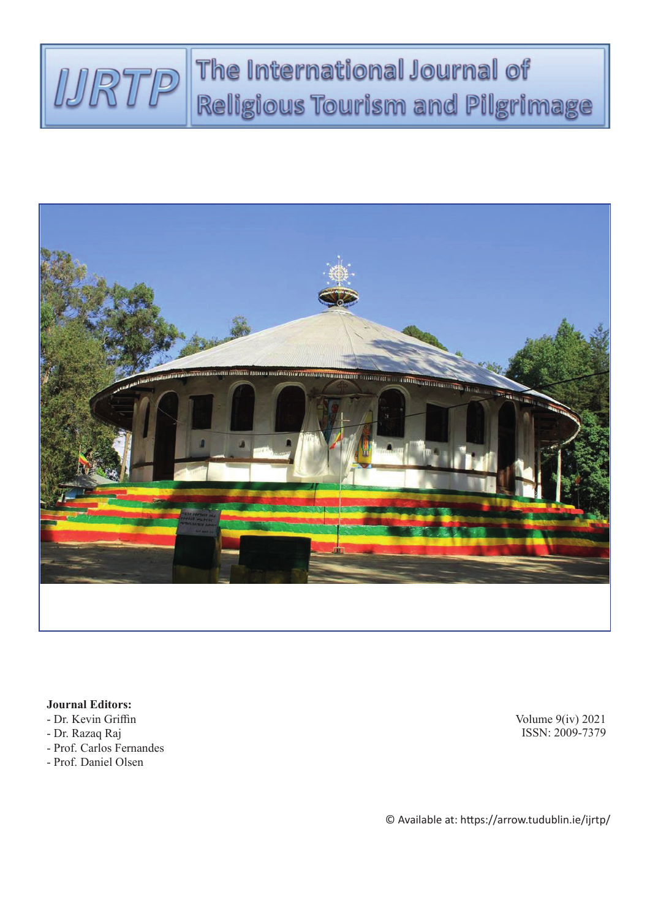# IJRTP The International Journal of Religious Tourism and Pilgrimage

**Journal Editors:**

- Dr. Kevin Griffin
- Dr. Razaq Raj
- Prof. Carlos Fernandes
- Prof. Daniel Olsen

Volume 9(iv) 2021
ISSN: 2009-7379

© Available at: https://arrow.tudublin.ie/ijrtp/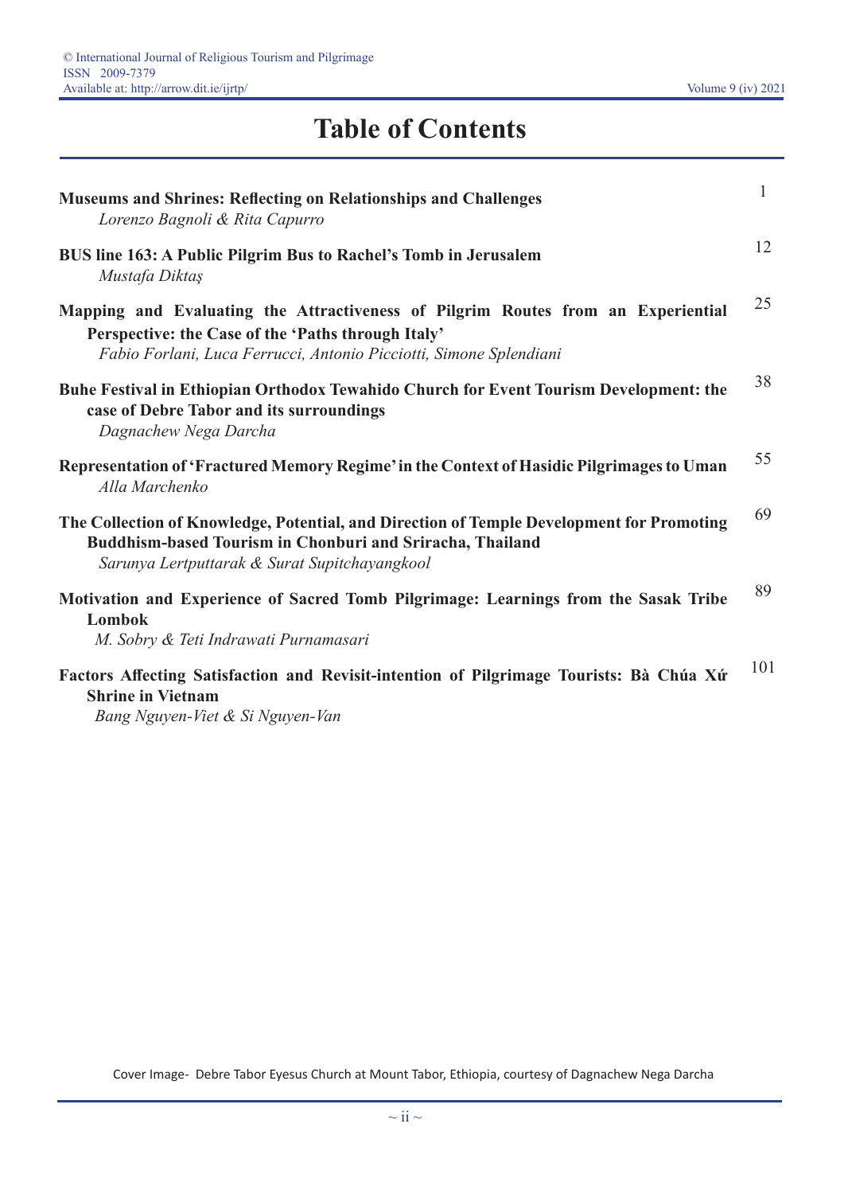# Table of Contents

| | |
|---|---|
| **Museums and Shrines: Reflecting on Relationships and Challenges**<br>*Lorenzo Bagnoli & Rita Capurro* | 1 |
| **BUS line 163: A Public Pilgrim Bus to Rachel's Tomb in Jerusalem**<br>*Mustafa Diktaş* | 12 |
| **Mapping and Evaluating the Attractiveness of Pilgrim Routes from an Experiential Perspective: the Case of the 'Paths through Italy'**<br>*Fabio Forlani, Luca Ferrucci, Antonio Picciotti, Simone Splendiani* | 25 |
| **Buhe Festival in Ethiopian Orthodox Tewahido Church for Event Tourism Development: the case of Debre Tabor and its surroundings**<br>*Dagnachew Nega Darcha* | 38 |
| **Representation of 'Fractured Memory Regime' in the Context of Hasidic Pilgrimages to Uman**<br>*Alla Marchenko* | 55 |
| **The Collection of Knowledge, Potential, and Direction of Temple Development for Promoting Buddhism-based Tourism in Chonburi and Sriracha, Thailand**<br>*Sarunya Lertputtarak & Surat Supitchayangkool* | 69 |
| **Motivation and Experience of Sacred Tomb Pilgrimage: Learnings from the Sasak Tribe Lombok**<br>*M. Sobry & Teti Indrawati Purnamasari* | 89 |
| **Factors Affecting Satisfaction and Revisit-intention of Pilgrimage Tourists: Bà Chúa Xứ Shrine in Vietnam**<br>*Bang Nguyen-Viet & Si Nguyen-Van* | 101 |

Cover Image- Debre Tabor Eyesus Church at Mount Tabor, Ethiopia, courtesy of Dagnachew Nega Darcha